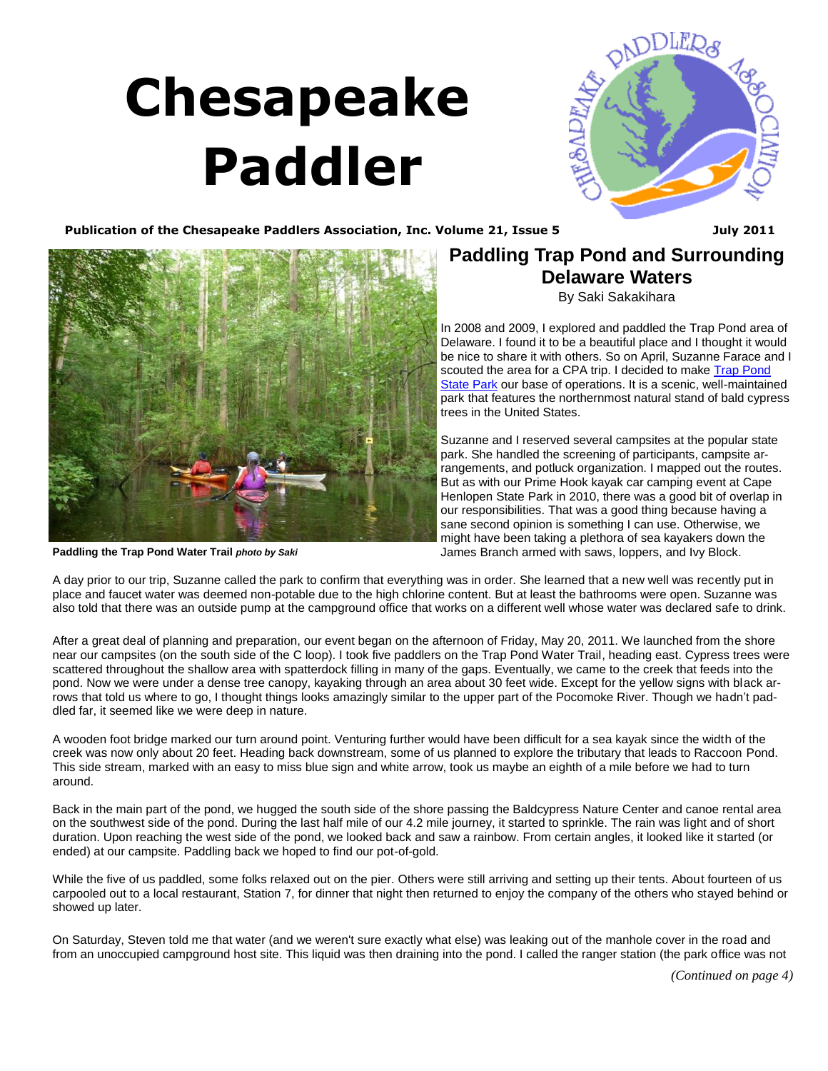# Chesapeake Paddler

**Publication of the Chesapeake Paddlers Association, Inc. Volume 21, Issue 5 July 2011**

**Paddling the Trap Pond Water Trail** ***photo by Saki***

## Paddling Trap Pond and Surrounding Delaware Waters

By Saki Sakakihara

In 2008 and 2009, I explored and paddled the Trap Pond area of Delaware. I found it to be a beautiful place and I thought it would be nice to share it with others. So on April, Suzanne Farace and I scouted the area for a CPA trip. I decided to make Trap Pond State Park our base of operations. It is a scenic, well-maintained park that features the northernmost natural stand of bald cypress trees in the United States.

Suzanne and I reserved several campsites at the popular state park. She handled the screening of participants, campsite arrangements, and potluck organization. I mapped out the routes. But as with our Prime Hook kayak car camping event at Cape Henlopen State Park in 2010, there was a good bit of overlap in our responsibilities. That was a good thing because having a sane second opinion is something I can use. Otherwise, we might have been taking a plethora of sea kayakers down the James Branch armed with saws, loppers, and Ivy Block.

A day prior to our trip, Suzanne called the park to confirm that everything was in order. She learned that a new well was recently put in place and faucet water was deemed non-potable due to the high chlorine content. But at least the bathrooms were open. Suzanne was also told that there was an outside pump at the campground office that works on a different well whose water was declared safe to drink.

After a great deal of planning and preparation, our event began on the afternoon of Friday, May 20, 2011. We launched from the shore near our campsites (on the south side of the C loop). I took five paddlers on the Trap Pond Water Trail, heading east. Cypress trees were scattered throughout the shallow area with spatterdock filling in many of the gaps. Eventually, we came to the creek that feeds into the pond. Now we were under a dense tree canopy, kayaking through an area about 30 feet wide. Except for the yellow signs with black arrows that told us where to go, I thought things looks amazingly similar to the upper part of the Pocomoke River. Though we hadn't paddled far, it seemed like we were deep in nature.

A wooden foot bridge marked our turn around point. Venturing further would have been difficult for a sea kayak since the width of the creek was now only about 20 feet. Heading back downstream, some of us planned to explore the tributary that leads to Raccoon Pond. This side stream, marked with an easy to miss blue sign and white arrow, took us maybe an eighth of a mile before we had to turn around.

Back in the main part of the pond, we hugged the south side of the shore passing the Baldcypress Nature Center and canoe rental area on the southwest side of the pond. During the last half mile of our 4.2 mile journey, it started to sprinkle. The rain was light and of short duration. Upon reaching the west side of the pond, we looked back and saw a rainbow. From certain angles, it looked like it started (or ended) at our campsite. Paddling back we hoped to find our pot-of-gold.

While the five of us paddled, some folks relaxed out on the pier. Others were still arriving and setting up their tents. About fourteen of us carpooled out to a local restaurant, Station 7, for dinner that night then returned to enjoy the company of the others who stayed behind or showed up later.

On Saturday, Steven told me that water (and we weren't sure exactly what else) was leaking out of the manhole cover in the road and from an unoccupied campground host site. This liquid was then draining into the pond. I called the ranger station (the park office was not

*(Continued on page 4)*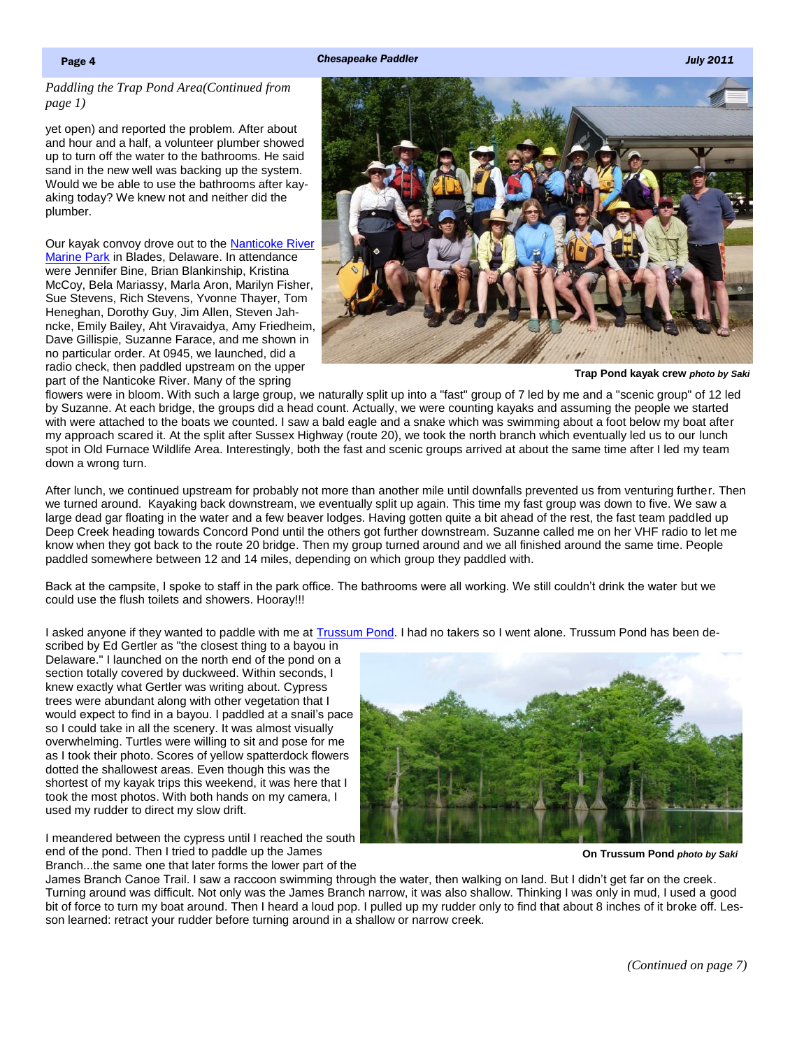*Paddling the Trap Pond Area(Continued from page 1)*

yet open) and reported the problem. After about and hour and a half, a volunteer plumber showed up to turn off the water to the bathrooms. He said sand in the new well was backing up the system. Would we be able to use the bathrooms after kayaking today? We knew not and neither did the plumber.

Our kayak convoy drove out to the [Nanticoke River Marine Park] in Blades, Delaware. In attendance were Jennifer Bine, Brian Blankinship, Kristina McCoy, Bela Mariassy, Marla Aron, Marilyn Fisher, Sue Stevens, Rich Stevens, Yvonne Thayer, Tom Heneghan, Dorothy Guy, Jim Allen, Steven Jahncke, Emily Bailey, Aht Viravaidya, Amy Friedheim, Dave Gillispie, Suzanne Farace, and me shown in no particular order. At 0945, we launched, did a radio check, then paddled upstream on the upper part of the Nanticoke River. Many of the spring flowers were in bloom. With such a large group, we naturally split up into a "fast" group of 7 led by me and a "scenic group" of 12 led by Suzanne. At each bridge, the groups did a head count. Actually, we were counting kayaks and assuming the people we started with were attached to the boats we counted. I saw a bald eagle and a snake which was swimming about a foot below my boat after my approach scared it. At the split after Sussex Highway (route 20), we took the north branch which eventually led us to our lunch spot in Old Furnace Wildlife Area. Interestingly, both the fast and scenic groups arrived at about the same time after I led my team down a wrong turn.

**Trap Pond kayak crew** ***photo by Saki***

After lunch, we continued upstream for probably not more than another mile until downfalls prevented us from venturing further. Then we turned around. Kayaking back downstream, we eventually split up again. This time my fast group was down to five. We saw a large dead gar floating in the water and a few beaver lodges. Having gotten quite a bit ahead of the rest, the fast team paddled up Deep Creek heading towards Concord Pond until the others got further downstream. Suzanne called me on her VHF radio to let me know when they got back to the route 20 bridge. Then my group turned around and we all finished around the same time. People paddled somewhere between 12 and 14 miles, depending on which group they paddled with.

Back at the campsite, I spoke to staff in the park office. The bathrooms were all working. We still couldn't drink the water but we could use the flush toilets and showers. Hooray!!!

I asked anyone if they wanted to paddle with me at [Trussum Pond]. I had no takers so I went alone. Trussum Pond has been described by Ed Gertler as "the closest thing to a bayou in Delaware." I launched on the north end of the pond on a section totally covered by duckweed. Within seconds, I knew exactly what Gertler was writing about. Cypress trees were abundant along with other vegetation that I would expect to find in a bayou. I paddled at a snail's pace so I could take in all the scenery. It was almost visually overwhelming. Turtles were willing to sit and pose for me as I took their photo. Scores of yellow spatterdock flowers dotted the shallowest areas. Even though this was the shortest of my kayak trips this weekend, it was here that I took the most photos. With both hands on my camera, I used my rudder to direct my slow drift.

I meandered between the cypress until I reached the south end of the pond. Then I tried to paddle up the James Branch...the same one that later forms the lower part of the James Branch Canoe Trail. I saw a raccoon swimming through the water, then walking on land. But I didn't get far on the creek. Turning around was difficult. Not only was the James Branch narrow, it was also shallow. Thinking I was only in mud, I used a good bit of force to turn my boat around. Then I heard a loud pop. I pulled up my rudder only to find that about 8 inches of it broke off. Lesson learned: retract your rudder before turning around in a shallow or narrow creek.

**On Trussum Pond** ***photo by Saki***

*(Continued on page 7)*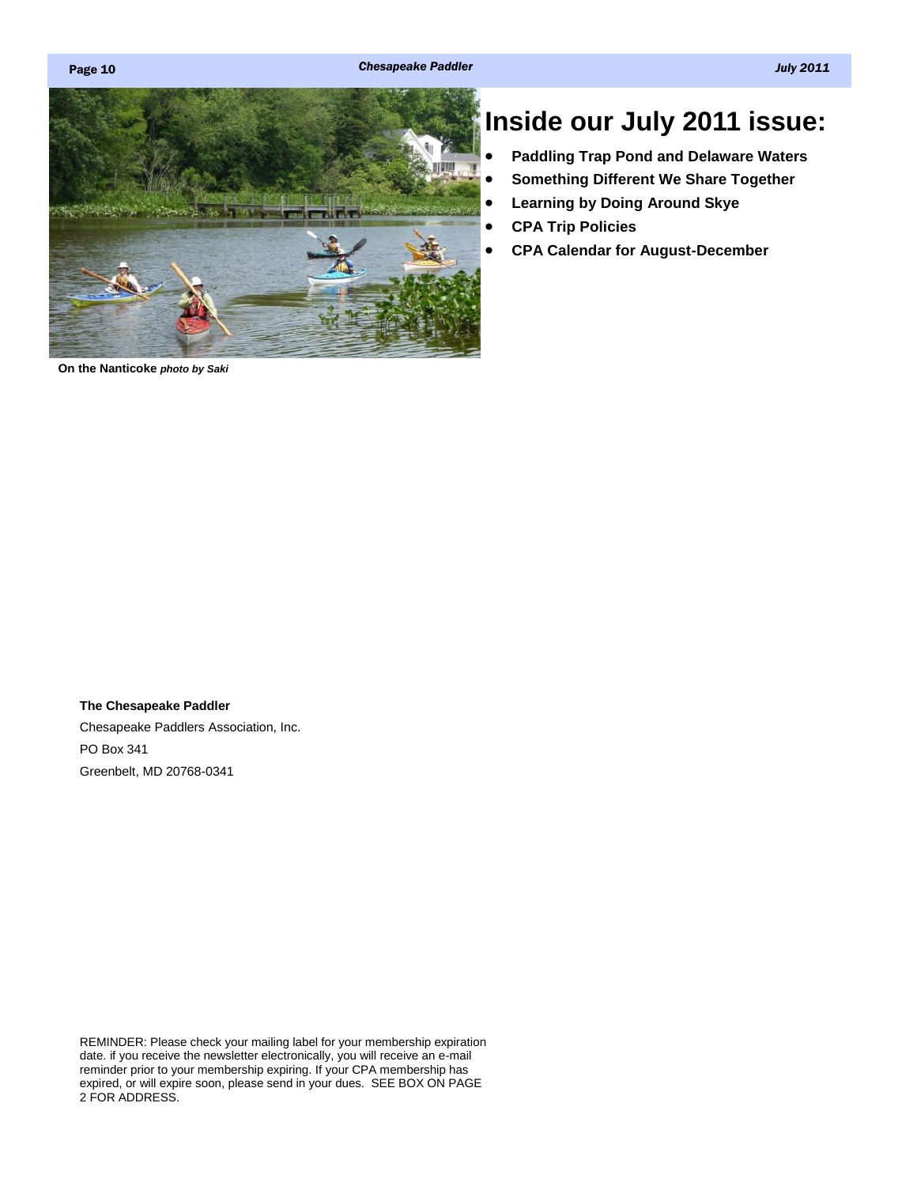On the Nanticoke *photo by Saki*

# Inside our July 2011 issue:

- **Paddling Trap Pond and Delaware Waters**
- **Something Different We Share Together**
- **Learning by Doing Around Skye**
- **CPA Trip Policies**
- **CPA Calendar for August-December**

**The Chesapeake Paddler**

Chesapeake Paddlers Association, Inc.

PO Box 341

Greenbelt, MD 20768-0341

REMINDER: Please check your mailing label for your membership expiration date. if you receive the newsletter electronically, you will receive an e-mail reminder prior to your membership expiring. If your CPA membership has expired, or will expire soon, please send in your dues. SEE BOX ON PAGE 2 FOR ADDRESS.